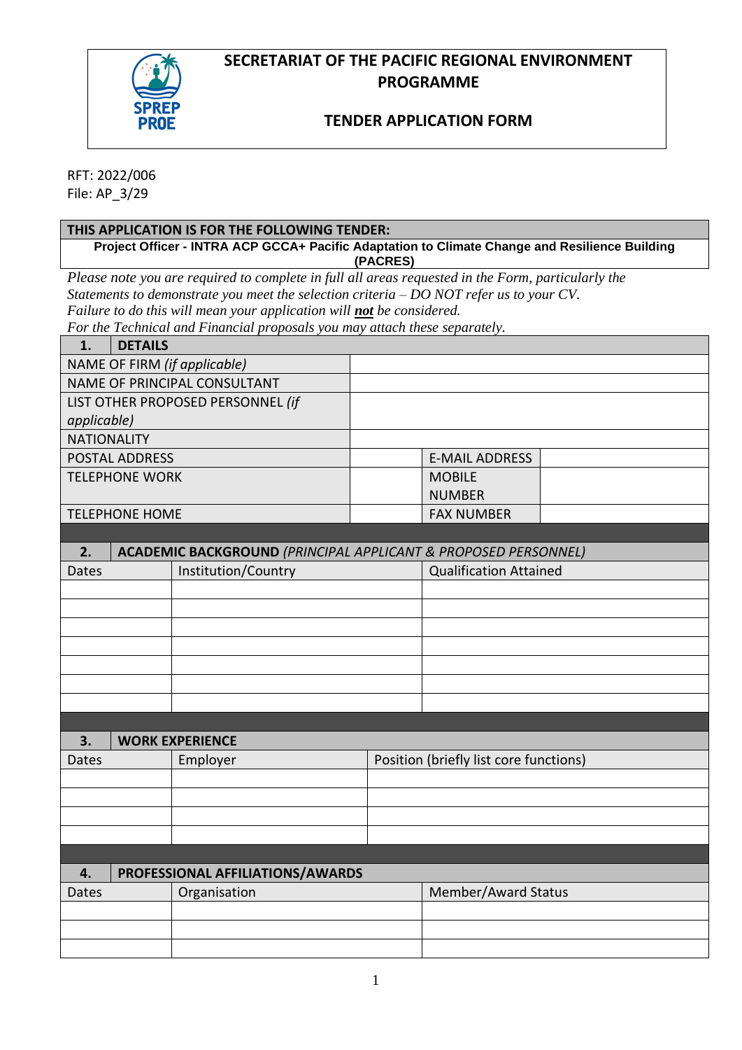# SECRETARIAT OF THE PACIFIC REGIONAL ENVIRONMENT PROGRAMME

## TENDER APPLICATION FORM

RFT: 2022/006
File: AP_3/29

| THIS APPLICATION IS FOR THE FOLLOWING TENDER: |
|---|
| **Project Officer - INTRA ACP GCCA+ Pacific Adaptation to Climate Change and Resilience Building (PACRES)** |

*Please note you are required to complete in full all areas requested in the Form, particularly the Statements to demonstrate you meet the selection criteria – DO NOT refer us to your CV. Failure to do this will mean your application will **not** be considered. For the Technical and Financial proposals you may attach these separately.*

| **1.** | **DETAILS** | | |
|---|---|---|---|
| NAME OF FIRM *(if applicable)* | | | |
| NAME OF PRINCIPAL CONSULTANT | | | |
| LIST OTHER PROPOSED PERSONNEL *(if applicable)* | | | |
| NATIONALITY | | | |
| POSTAL ADDRESS | | E-MAIL ADDRESS | |
| TELEPHONE WORK | | MOBILE NUMBER | |
| TELEPHONE HOME | | FAX NUMBER | |

| **2.** | **ACADEMIC BACKGROUND** *(PRINCIPAL APPLICANT & PROPOSED PERSONNEL)* | |
|---|---|---|
| Dates | Institution/Country | Qualification Attained |
| | | |
| | | |
| | | |
| | | |
| | | |
| | | |
| | | |

| **3.** | **WORK EXPERIENCE** | |
|---|---|---|
| Dates | Employer | Position (briefly list core functions) |
| | | |
| | | |
| | | |
| | | |

| **4.** | **PROFESSIONAL AFFILIATIONS/AWARDS** | |
|---|---|---|
| Dates | Organisation | Member/Award Status |
| | | |
| | | |
| | | |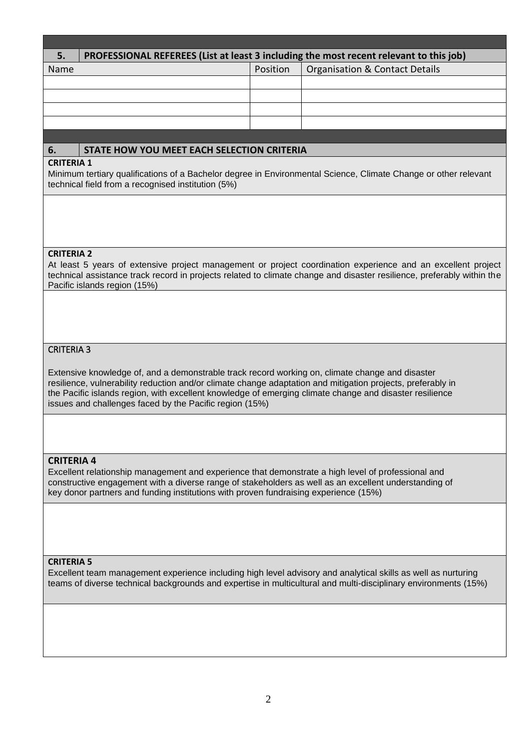## 5. PROFESSIONAL REFEREES (List at least 3 including the most recent relevant to this job)

| Name | Position | Organisation & Contact Details |
|---|---|---|
| | | |
| | | |
| | | |
| | | |

## 6. STATE HOW YOU MEET EACH SELECTION CRITERIA

**CRITERIA 1**

Minimum tertiary qualifications of a Bachelor degree in Environmental Science, Climate Change or other relevant technical field from a recognised institution (5%)

**CRITERIA 2**

At least 5 years of extensive project management or project coordination experience and an excellent project technical assistance track record in projects related to climate change and disaster resilience, preferably within the Pacific islands region (15%)

**CRITERIA 3**

Extensive knowledge of, and a demonstrable track record working on, climate change and disaster resilience, vulnerability reduction and/or climate change adaptation and mitigation projects, preferably in the Pacific islands region, with excellent knowledge of emerging climate change and disaster resilience issues and challenges faced by the Pacific region (15%)

**CRITERIA 4**

Excellent relationship management and experience that demonstrate a high level of professional and constructive engagement with a diverse range of stakeholders as well as an excellent understanding of key donor partners and funding institutions with proven fundraising experience (15%)

**CRITERIA 5**

Excellent team management experience including high level advisory and analytical skills as well as nurturing teams of diverse technical backgrounds and expertise in multicultural and multi-disciplinary environments (15%)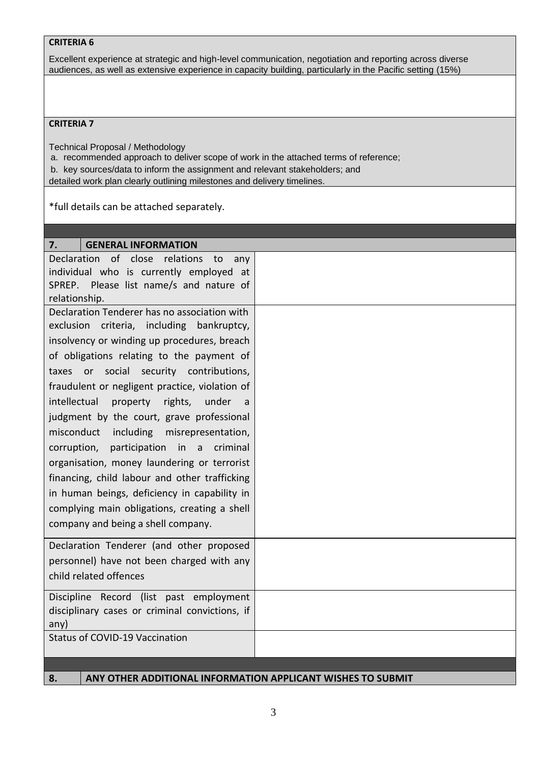**CRITERIA 6**

Excellent experience at strategic and high-level communication, negotiation and reporting across diverse audiences, as well as extensive experience in capacity building, particularly in the Pacific setting (15%)

**CRITERIA 7**

Technical Proposal / Methodology

a. recommended approach to deliver scope of work in the attached terms of reference;

b. key sources/data to inform the assignment and relevant stakeholders; and

detailed work plan clearly outlining milestones and delivery timelines.

*full details can be attached separately.

| 7. | GENERAL INFORMATION |
|---|---|
| Declaration of close relations to any individual who is currently employed at SPREP. Please list name/s and nature of relationship. | |
| Declaration Tenderer has no association with exclusion criteria, including bankruptcy, insolvency or winding up procedures, breach of obligations relating to the payment of taxes or social security contributions, fraudulent or negligent practice, violation of intellectual property rights, under a judgment by the court, grave professional misconduct including misrepresentation, corruption, participation in a criminal organisation, money laundering or terrorist financing, child labour and other trafficking in human beings, deficiency in capability in complying main obligations, creating a shell company and being a shell company. | |
| Declaration Tenderer (and other proposed personnel) have not been charged with any child related offences | |
| Discipline Record (list past employment disciplinary cases or criminal convictions, if any) | |
| Status of COVID-19 Vaccination | |

| 8. | ANY OTHER ADDITIONAL INFORMATION APPLICANT WISHES TO SUBMIT |
|---|---|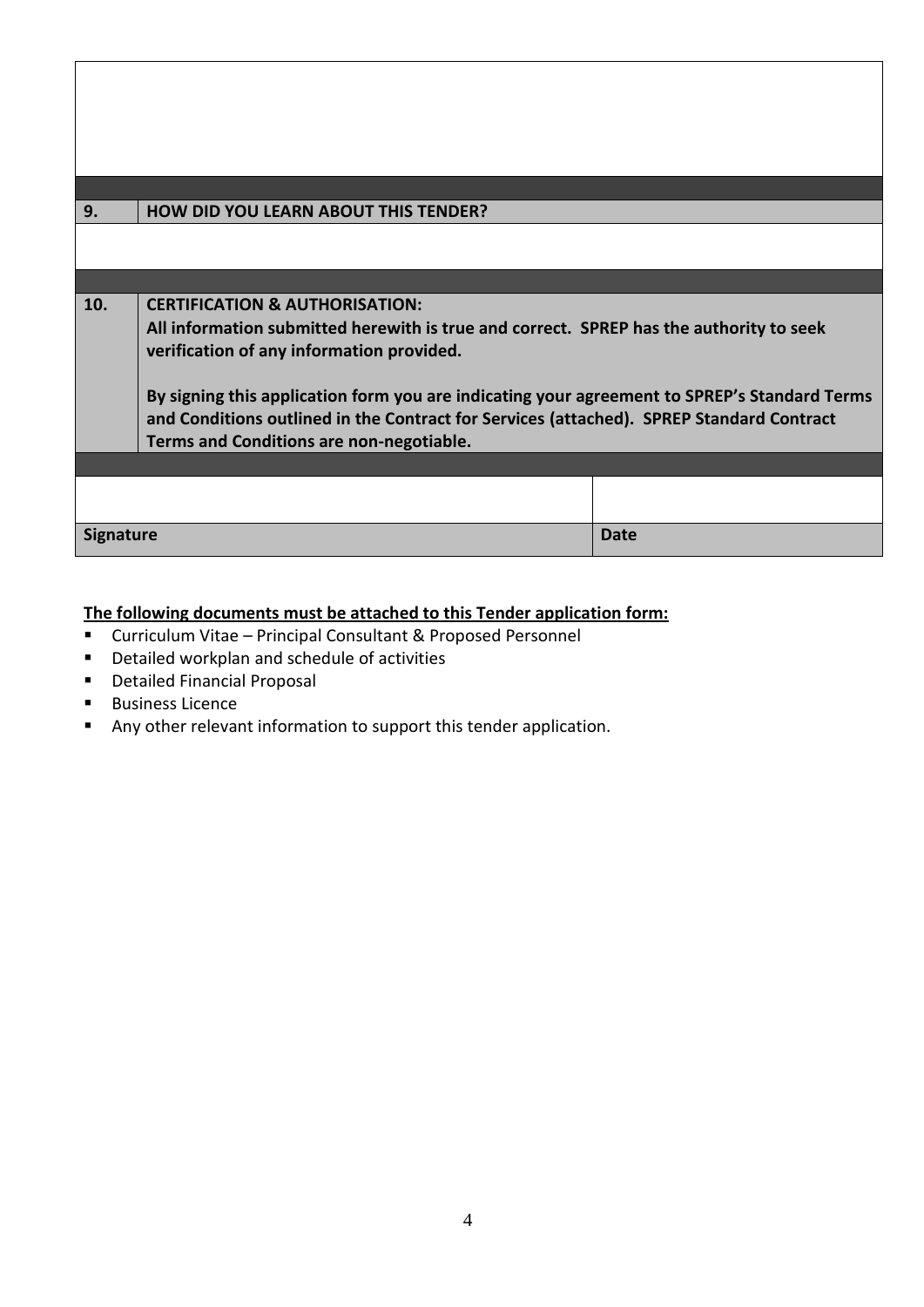| 9. | HOW DID YOU LEARN ABOUT THIS TENDER? |
| --- | --- |
| | |

| 10. | **CERTIFICATION & AUTHORISATION:** |
| --- | --- |
| | **All information submitted herewith is true and correct. SPREP has the authority to seek verification of any information provided.** |
| | **By signing this application form you are indicating your agreement to SPREP's Standard Terms and Conditions outlined in the Contract for Services (attached). SPREP Standard Contract Terms and Conditions are non-negotiable.** |

| | |
| --- | --- |
| | |
| **Signature** | **Date** |

**The following documents must be attached to this Tender application form:**

- Curriculum Vitae – Principal Consultant & Proposed Personnel
- Detailed workplan and schedule of activities
- Detailed Financial Proposal
- Business Licence
- Any other relevant information to support this tender application.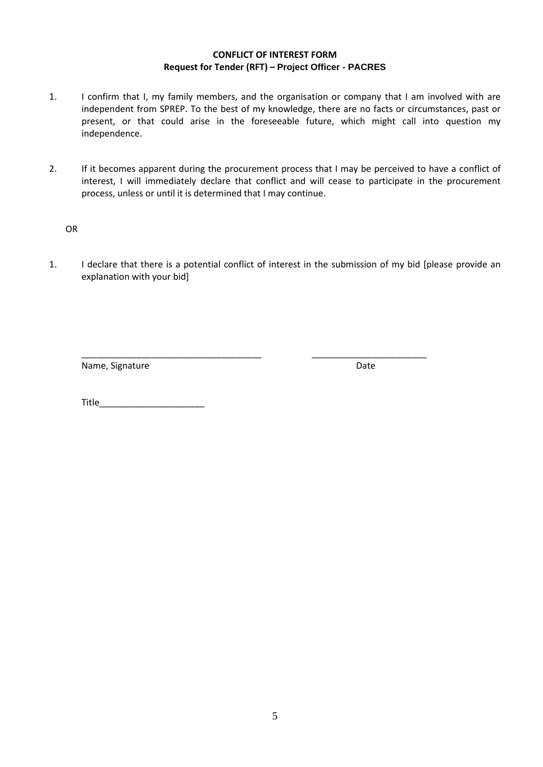**CONFLICT OF INTEREST FORM**
**Request for Tender (RFT) – Project Officer - PACRES**

1. I confirm that I, my family members, and the organisation or company that I am involved with are independent from SPREP. To the best of my knowledge, there are no facts or circumstances, past or present, or that could arise in the foreseeable future, which might call into question my independence.

2. If it becomes apparent during the procurement process that I may be perceived to have a conflict of interest, I will immediately declare that conflict and will cease to participate in the procurement process, unless or until it is determined that I may continue.

OR

1. I declare that there is a potential conflict of interest in the submission of my bid [please provide an explanation with your bid]

\_\_\_\_\_\_\_\_\_\_\_\_\_\_\_\_\_\_\_\_\_\_\_\_\_\_\_\_\_\_\_\_\_\_\_\_ \_\_\_\_\_\_\_\_\_\_\_\_\_\_\_\_\_\_\_\_\_\_\_

Name, Signature Date

Title\_\_\_\_\_\_\_\_\_\_\_\_\_\_\_\_\_\_\_\_\_